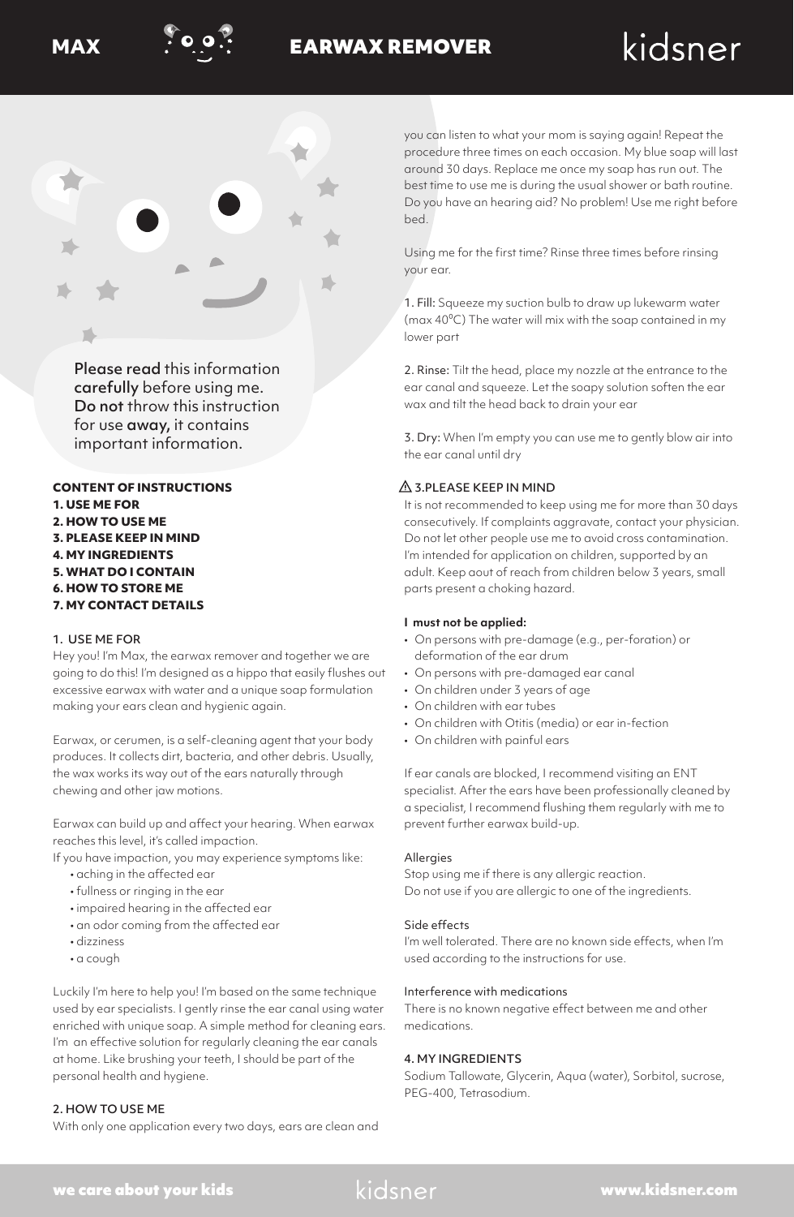# MAX EARWAX REMOVER

kidsner

**Please read** this information **carefully** before using me. **Do not** throw this instruction for use **away,** it contains important information.

**CONTENT OF INSTRUCTIONS**
**1. USE ME FOR**
**2. HOW TO USE ME**
**3. PLEASE KEEP IN MIND**
**4. MY INGREDIENTS**
**5. WHAT DO I CONTAIN**
**6. HOW TO STORE ME**
**7. MY CONTACT DETAILS**

## 1. USE ME FOR

Hey you! I'm Max, the earwax remover and together we are going to do this! I'm designed as a hippo that easily flushes out excessive earwax with water and a unique soap formulation making your ears clean and hygienic again.

Earwax, or cerumen, is a self-cleaning agent that your body produces. It collects dirt, bacteria, and other debris. Usually, the wax works its way out of the ears naturally through chewing and other jaw motions.

Earwax can build up and affect your hearing. When earwax reaches this level, it's called impaction.
If you have impaction, you may experience symptoms like:

- aching in the affected ear
- fullness or ringing in the ear
- impaired hearing in the affected ear
- an odor coming from the affected ear
- dizziness
- a cough

Luckily I'm here to help you! I'm based on the same technique used by ear specialists. I gently rinse the ear canal using water enriched with unique soap. A simple method for cleaning ears. I'm an effective solution for regularly cleaning the ear canals at home. Like brushing your teeth, I should be part of the personal health and hygiene.

## 2. HOW TO USE ME

With only one application every two days, ears are clean and you can listen to what your mom is saying again! Repeat the procedure three times on each occasion. My blue soap will last around 30 days. Replace me once my soap has run out. The best time to use me is during the usual shower or bath routine. Do you have an hearing aid? No problem! Use me right before bed.

Using me for the first time? Rinse three times before rinsing your ear.

1. Fill: Squeeze my suction bulb to draw up lukewarm water (max 40°C) The water will mix with the soap contained in my lower part

2. Rinse: Tilt the head, place my nozzle at the entrance to the ear canal and squeeze. Let the soapy solution soften the ear wax and tilt the head back to drain your ear

3. Dry: When I'm empty you can use me to gently blow air into the ear canal until dry

## ⚠ 3.PLEASE KEEP IN MIND

It is not recommended to keep using me for more than 30 days consecutively. If complaints aggravate, contact your physician. Do not let other people use me to avoid cross contamination. I'm intended for application on children, supported by an adult. Keep aout of reach from children below 3 years, small parts present a choking hazard.

**I must not be applied:**

- On persons with pre-damage (e.g., per-foration) or deformation of the ear drum
- On persons with pre-damaged ear canal
- On children under 3 years of age
- On children with ear tubes
- On children with Otitis (media) or ear in-fection
- On children with painful ears

If ear canals are blocked, I recommend visiting an ENT specialist. After the ears have been professionally cleaned by a specialist, I recommend flushing them regularly with me to prevent further earwax build-up.

### Allergies

Stop using me if there is any allergic reaction.
Do not use if you are allergic to one of the ingredients.

### Side effects

I'm well tolerated. There are no known side effects, when I'm used according to the instructions for use.

### Interference with medications

There is no known negative effect between me and other medications.

## 4. MY INGREDIENTS

Sodium Tallowate, Glycerin, Aqua (water), Sorbitol, sucrose, PEG-400, Tetrasodium.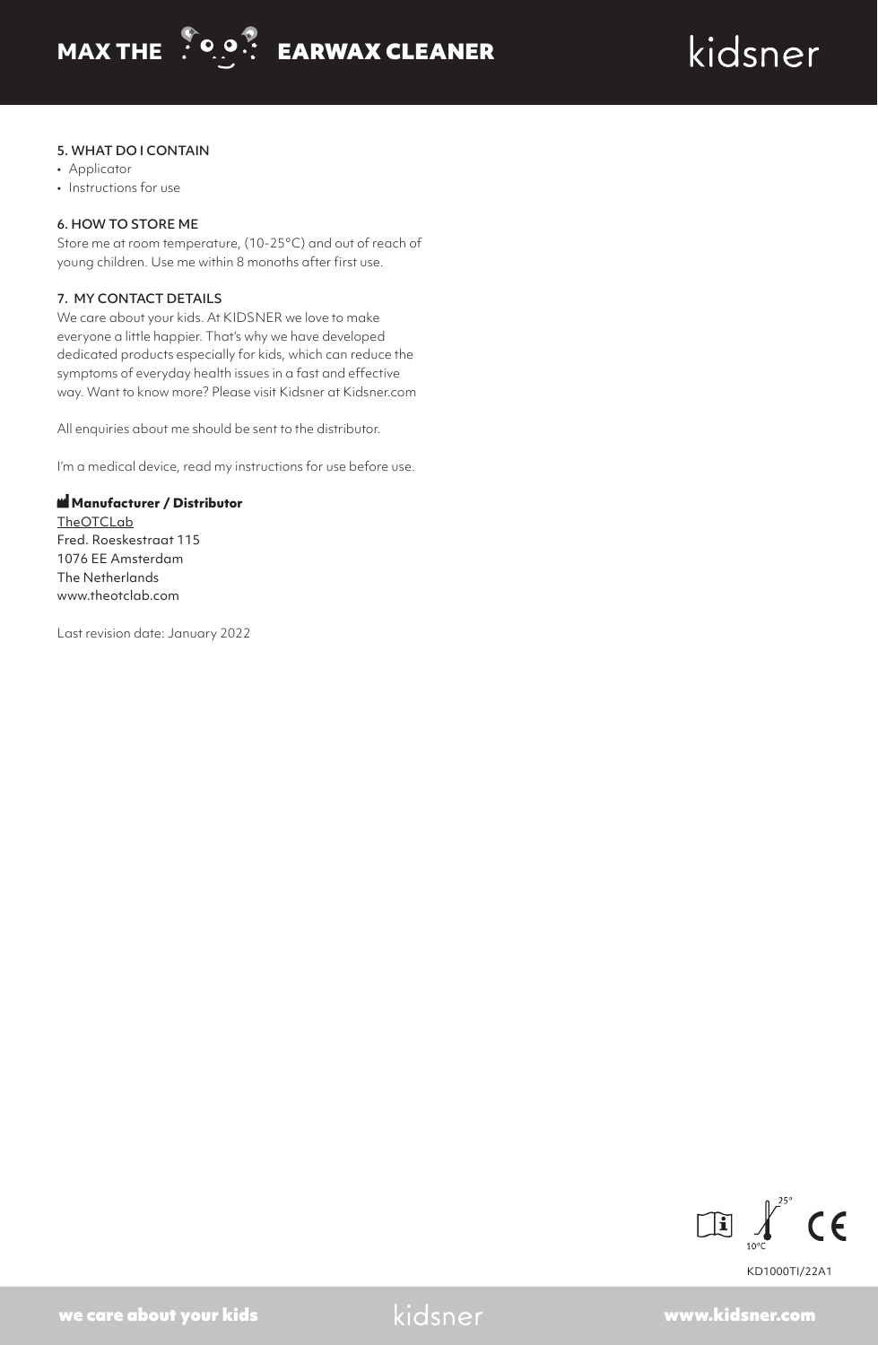## 5. WHAT DO I CONTAIN

- Applicator
- Instructions for use

## 6. HOW TO STORE ME

Store me at room temperature, (10-25°C) and out of reach of young children. Use me within 8 monoths after first use.

## 7. MY CONTACT DETAILS

We care about your kids. At KIDSNER we love to make everyone a little happier. That's why we have developed dedicated products especially for kids, which can reduce the symptoms of everyday health issues in a fast and effective way. Want to know more? Please visit Kidsner at Kidsner.com

All enquiries about me should be sent to the distributor.

I'm a medical device, read my instructions for use before use.

**Manufacturer / Distributor**

TheOTCLab
Fred. Roeskestraat 115
1076 EE Amsterdam
The Netherlands
www.theotclab.com

Last revision date: January 2022

25°
10°C

KD1000TI/22A1